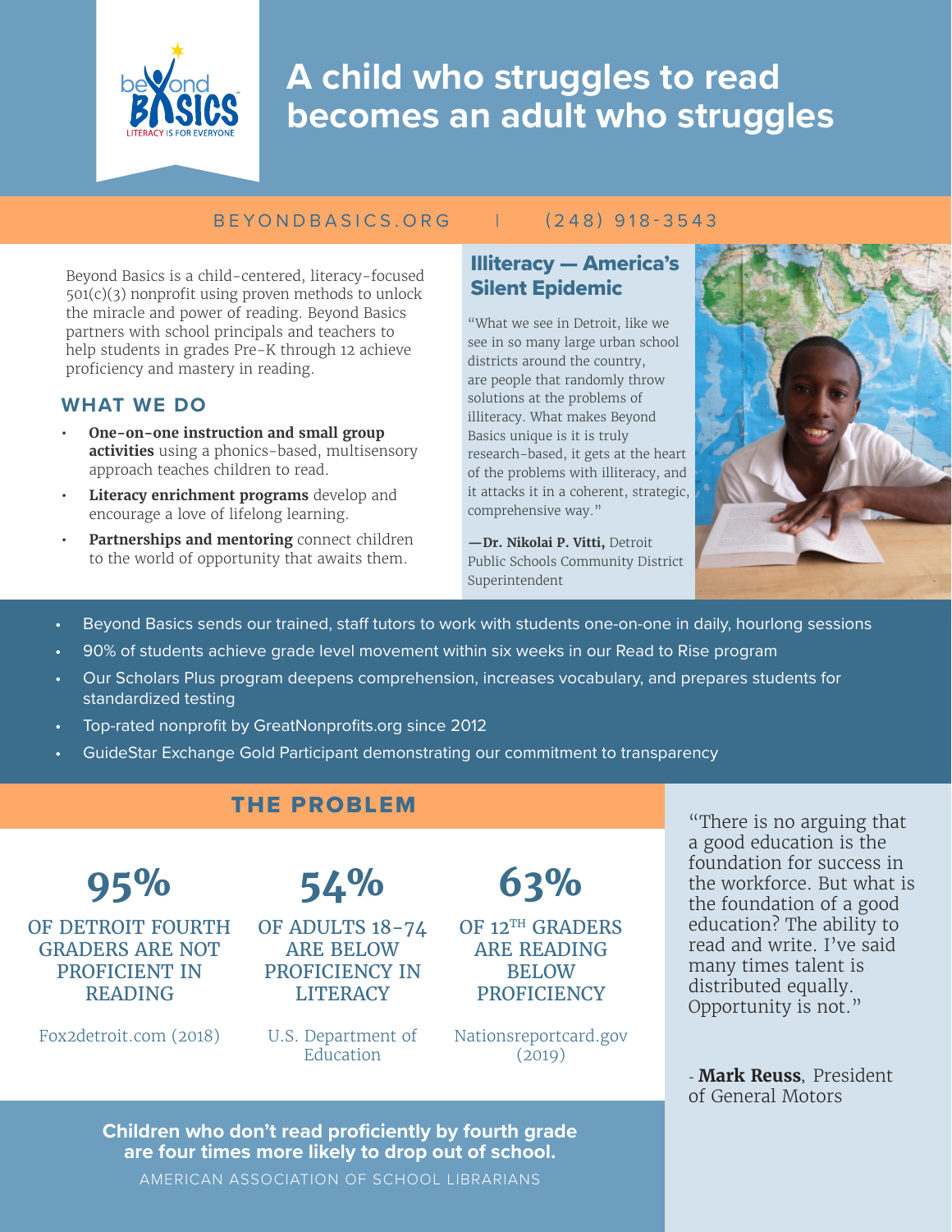# A child who struggles to read becomes an adult who struggles

BEYONDBASICS.ORG | (248) 918-3543

Beyond Basics is a child-centered, literacy-focused 501(c)(3) nonprofit using proven methods to unlock the miracle and power of reading. Beyond Basics partners with school principals and teachers to help students in grades Pre-K through 12 achieve proficiency and mastery in reading.

## WHAT WE DO

- **One-on-one instruction and small group activities** using a phonics-based, multisensory approach teaches children to read.
- **Literacy enrichment programs** develop and encourage a love of lifelong learning.
- **Partnerships and mentoring** connect children to the world of opportunity that awaits them.

## Illiteracy — America's Silent Epidemic

"What we see in Detroit, like we see in so many large urban school districts around the country, are people that randomly throw solutions at the problems of illiteracy. What makes Beyond Basics unique is it is truly research-based, it gets at the heart of the problems with illiteracy, and it attacks it in a coherent, strategic, comprehensive way."

**—Dr. Nikolai P. Vitti,** Detroit Public Schools Community District Superintendent

- Beyond Basics sends our trained, staff tutors to work with students one-on-one in daily, hourlong sessions
- 90% of students achieve grade level movement within six weeks in our Read to Rise program
- Our Scholars Plus program deepens comprehension, increases vocabulary, and prepares students for standardized testing
- Top-rated nonprofit by GreatNonprofits.org since 2012
- GuideStar Exchange Gold Participant demonstrating our commitment to transparency

## THE PROBLEM

**95%**

OF DETROIT FOURTH GRADERS ARE NOT PROFICIENT IN READING

Fox2detroit.com (2018)

**54%**

OF ADULTS 18-74 ARE BELOW PROFICIENCY IN LITERACY

U.S. Department of Education

**63%**

OF 12TH GRADERS ARE READING BELOW PROFICIENCY

Nationsreportcard.gov (2019)

**Children who don't read proficiently by fourth grade are four times more likely to drop out of school.**

AMERICAN ASSOCIATION OF SCHOOL LIBRARIANS

"There is no arguing that a good education is the foundation for success in the workforce. But what is the foundation of a good education? The ability to read and write. I've said many times talent is distributed equally. Opportunity is not."

- **Mark Reuss**, President of General Motors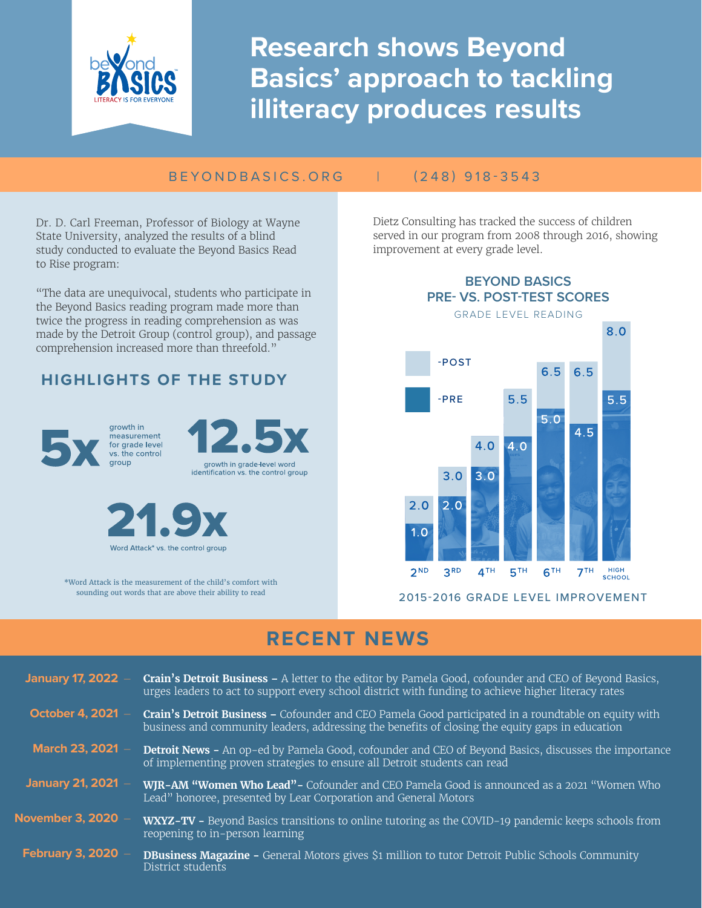# Research shows Beyond Basics' approach to tackling illiteracy produces results

BEYONDBASICS.ORG | (248) 918-3543

Dr. D. Carl Freeman, Professor of Biology at Wayne State University, analyzed the results of a blind study conducted to evaluate the Beyond Basics Read to Rise program:

"The data are unequivocal, students who participate in the Beyond Basics reading program made more than twice the progress in reading comprehension as was made by the Detroit Group (control group), and passage comprehension increased more than threefold."

## HIGHLIGHTS OF THE STUDY

**5x** growth in measurement for grade level vs. the control group

**12.5x** growth in grade-level word identification vs. the control group

**21.9x** Word Attack* vs. the control group

*Word Attack is the measurement of the child's comfort with sounding out words that are above their ability to read

Dietz Consulting has tracked the success of children served in our program from 2008 through 2016, showing improvement at every grade level.

**BEYOND BASICS PRE- VS. POST-TEST SCORES**

GRADE LEVEL READING

-POST

-PRE

2ND: 1.0, 2.0
3RD: 2.0, 3.0
4TH: 3.0, 4.0
5TH: 4.0, 5.5
6TH: 5.0, 6.5
7TH: 4.5, 6.5
HIGH SCHOOL: 5.5, 8.0

2015-2016 GRADE LEVEL IMPROVEMENT

## RECENT NEWS

**January 17, 2022** – **Crain's Detroit Business –** A letter to the editor by Pamela Good, cofounder and CEO of Beyond Basics, urges leaders to act to support every school district with funding to achieve higher literacy rates

**October 4, 2021** – **Crain's Detroit Business –** Cofounder and CEO Pamela Good participated in a roundtable on equity with business and community leaders, addressing the benefits of closing the equity gaps in education

**March 23, 2021** – **Detroit News –** An op-ed by Pamela Good, cofounder and CEO of Beyond Basics, discusses the importance of implementing proven strategies to ensure all Detroit students can read

**January 21, 2021** – **WJR-AM "Women Who Lead"-** Cofounder and CEO Pamela Good is announced as a 2021 "Women Who Lead" honoree, presented by Lear Corporation and General Motors

**November 3, 2020** – **WXYZ-TV –** Beyond Basics transitions to online tutoring as the COVID-19 pandemic keeps schools from reopening to in-person learning

**February 3, 2020** – **DBusiness Magazine –** General Motors gives $1 million to tutor Detroit Public Schools Community District students